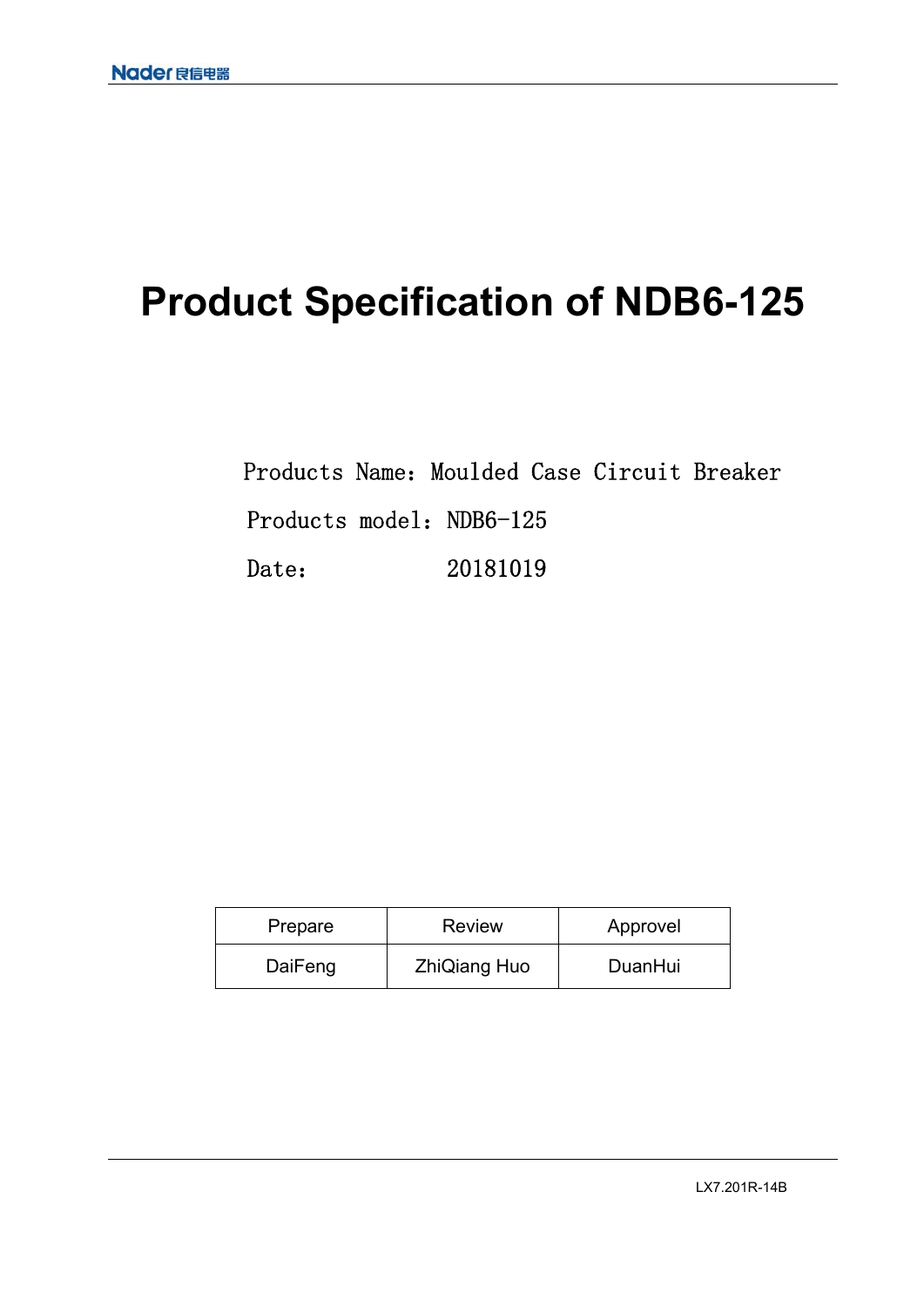# Product Specification of NDB6-125

Products Name：Moulded Case Circuit Breaker

Products model：NDB6-125

Date：　　　　　20181019

| Prepare | Review | Approvel |
| --- | --- | --- |
| DaiFeng | ZhiQiang Huo | DuanHui |

LX7.201R-14B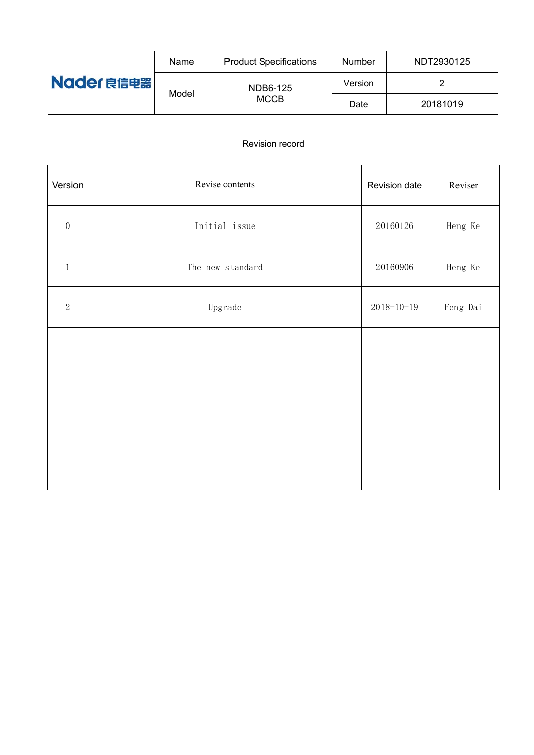| Nader 良信电器 | Name | Product Specifications | Number | NDT2930125 |
|---|---|---|---|---|
| | Model | NDB6-125 MCCB | Version | 2 |
| | | | Date | 20181019 |

Revision record

| Version | Revise contents | Revision date | Reviser |
|---|---|---|---|
| 0 | Initial issue | 20160126 | Heng Ke |
| 1 | The new standard | 20160906 | Heng Ke |
| 2 | Upgrade | 2018-10-19 | Feng Dai |
| | | | |
| | | | |
| | | | |
| | | | |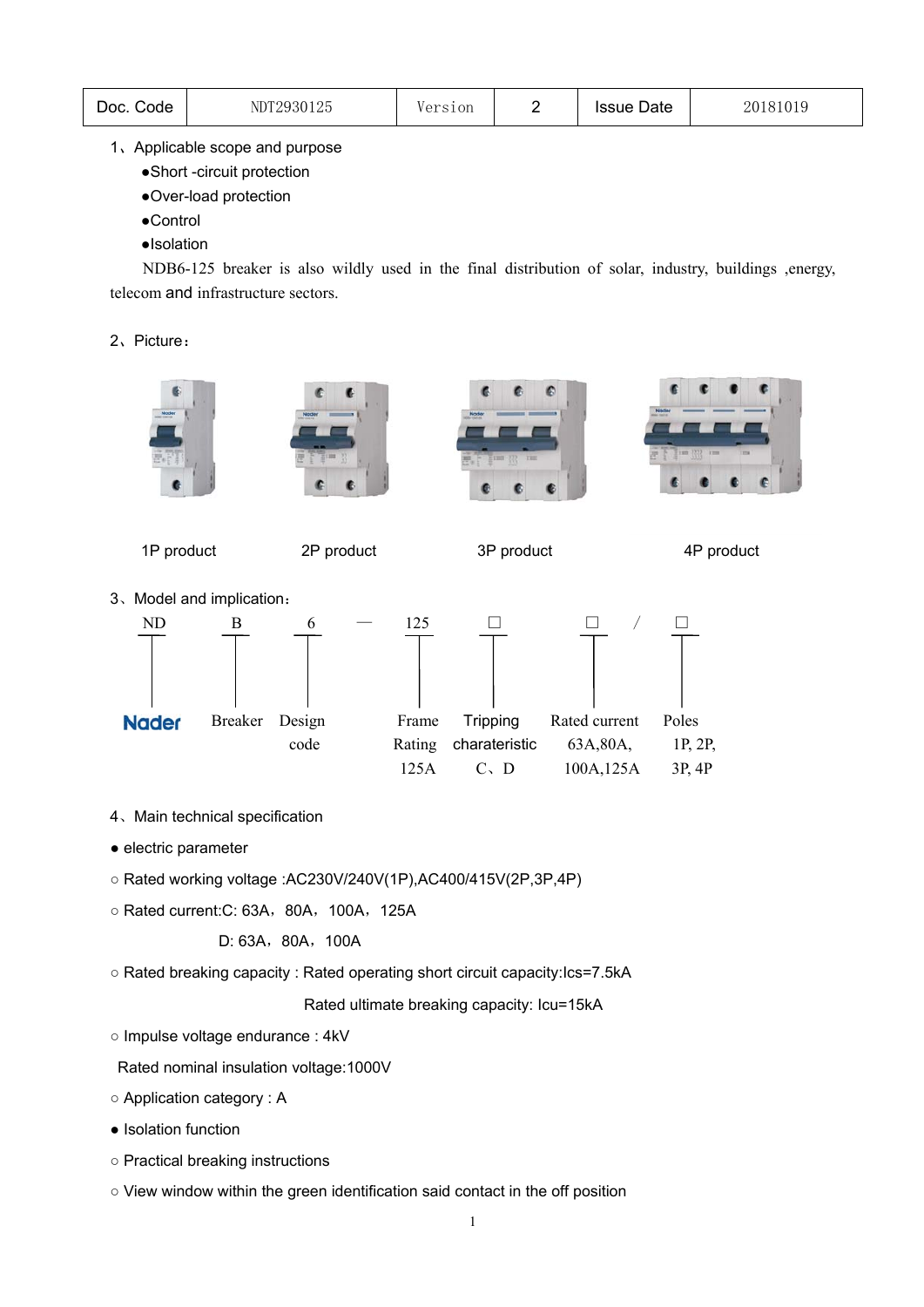| Doc. Code | NDT2930125 | Version | 2 | Issue Date | 20181019 |
|---|---|---|---|---|---|

1、Applicable scope and purpose

●Short -circuit protection

●Over-load protection

●Control

●Isolation

NDB6-125 breaker is also wildly used in the final distribution of solar, industry, buildings ,energy, telecom and infrastructure sectors.

2、Picture：

1P product　　2P product　　3P product　　4P product

3、Model and implication：

| ND | B | 6 | — | 125 | □ | □ | / | □ |
|---|---|---|---|---|---|---|---|---|
| Nader | Breaker | Design code | | Frame Rating 125A | Tripping charateristic C、D | Rated current 63A,80A, 100A,125A | | Poles 1P, 2P, 3P, 4P |

4、Main technical specification

● electric parameter

○ Rated working voltage :AC230V/240V(1P),AC400/415V(2P,3P,4P)

○ Rated current:C: 63A，80A，100A，125A

D: 63A，80A，100A

○ Rated breaking capacity : Rated operating short circuit capacity:Ics=7.5kA

Rated ultimate breaking capacity: Icu=15kA

○ Impulse voltage endurance : 4kV

Rated nominal insulation voltage:1000V

○ Application category : A

● Isolation function

○ Practical breaking instructions

○ View window within the green identification said contact in the off position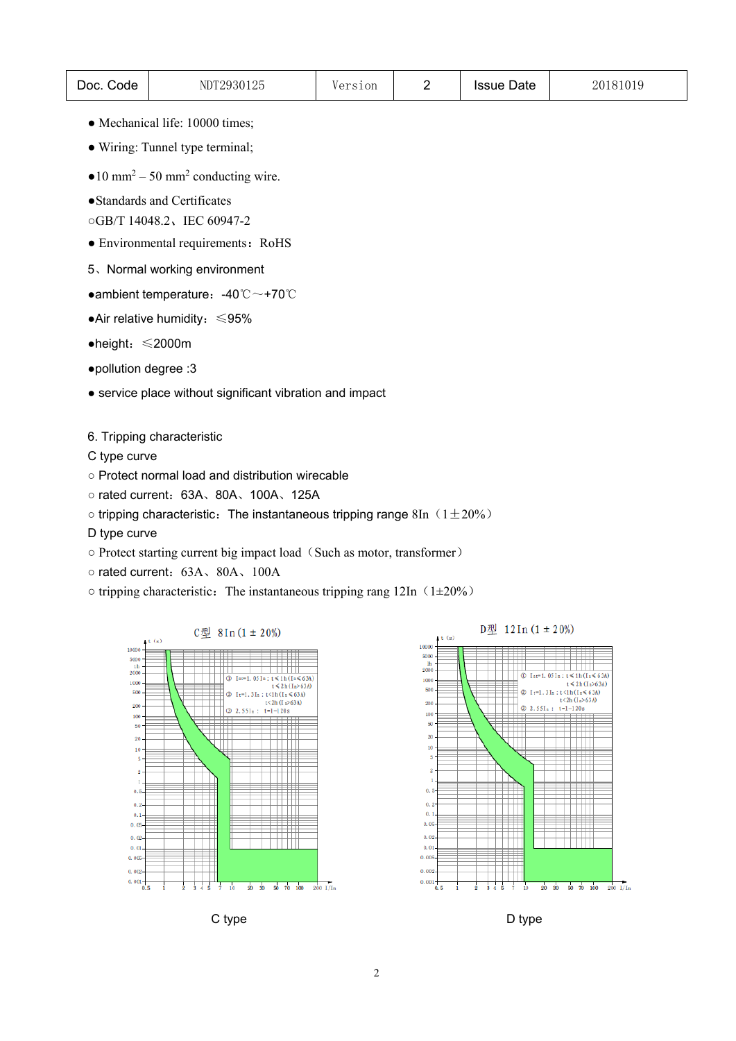- Mechanical life: 10000 times;
- Wiring: Tunnel type terminal;
- 10 $mm^2$ – 50 $mm^2$ conducting wire.
- Standards and Certificates

○GB/T 14048.2、IEC 60947-2

- Environmental requirements：RoHS

5、Normal working environment

- ambient temperature：-40℃～+70℃
- Air relative humidity：≤95%
- height：≤2000m
- pollution degree :3
- service place without significant vibration and impact

6. Tripping characteristic

C type curve

○ Protect normal load and distribution wirecable

○ rated current：63A、80A、100A、125A

○ tripping characteristic：The instantaneous tripping range 8In（1±20%）

D type curve

○ Protect starting current big impact load（Such as motor, transformer）

○ rated current：63A、80A、100A

○ tripping characteristic：The instantaneous tripping rang 12In（1±20%）

C型 8In (1 ± 20%)

C type

D型 12In (1 ± 20%)

D type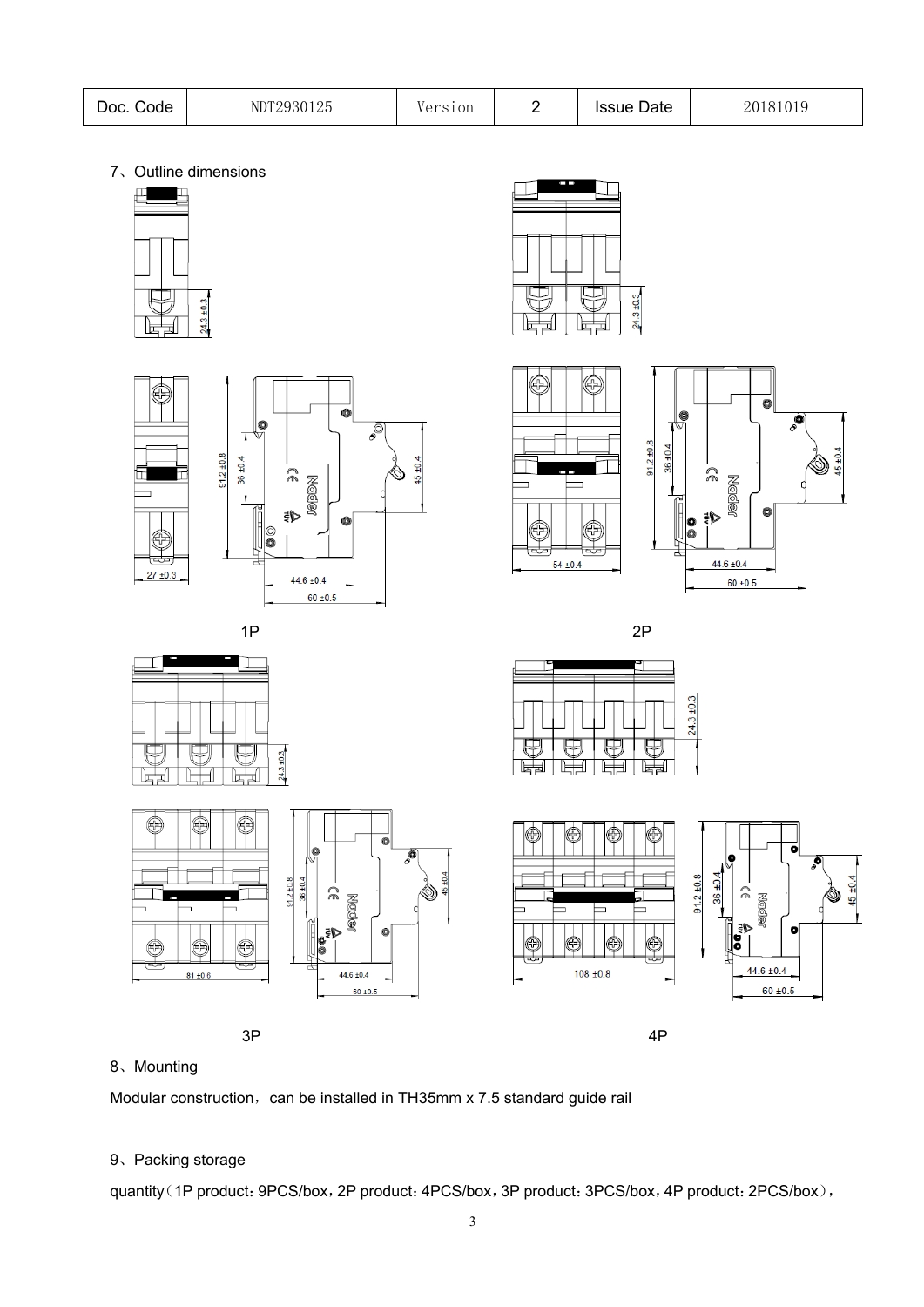| Doc. Code | NDT2930125 | Version | 2 | Issue Date | 20181019 |
| --- | --- | --- | --- | --- | --- |

7、Outline dimensions

1P

2P

3P

4P

8、Mounting

Modular construction，can be installed in TH35mm x 7.5 standard guide rail

9、Packing storage

quantity（1P product：9PCS/box，2P product：4PCS/box，3P product：3PCS/box，4P product：2PCS/box），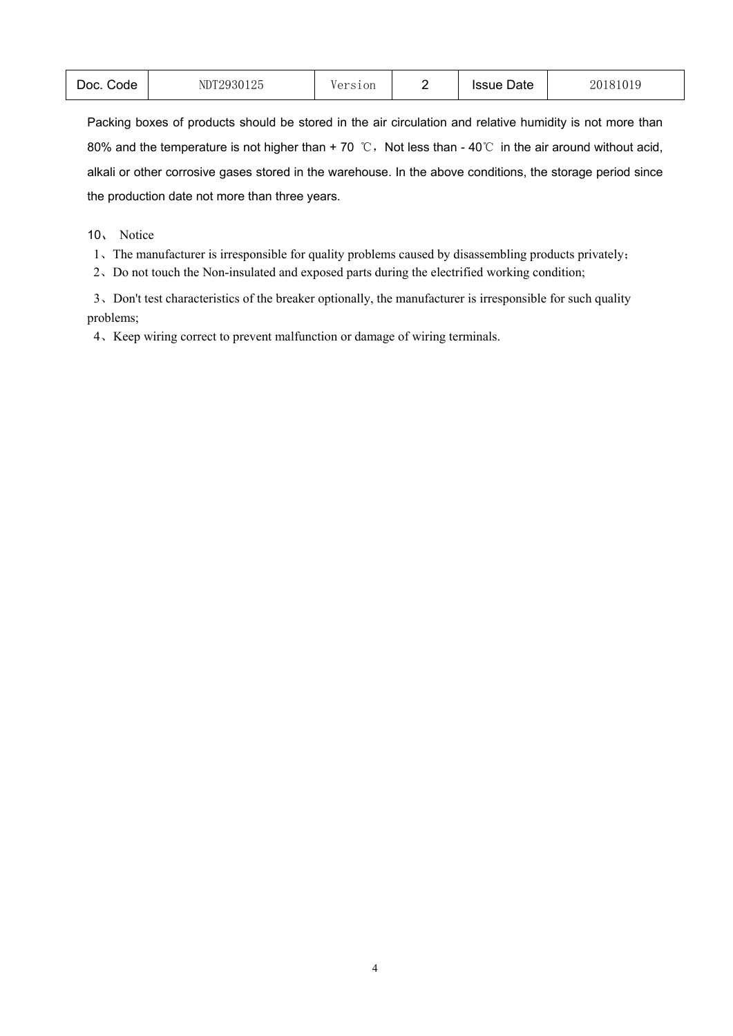Packing boxes of products should be stored in the air circulation and relative humidity is not more than 80% and the temperature is not higher than + 70 ℃，Not less than - 40℃ in the air around without acid, alkali or other corrosive gases stored in the warehouse. In the above conditions, the storage period since the production date not more than three years.

10、 Notice

1、The manufacturer is irresponsible for quality problems caused by disassembling products privately；

2、Do not touch the Non-insulated and exposed parts during the electrified working condition;

3、Don't test characteristics of the breaker optionally, the manufacturer is irresponsible for such quality problems;

4、Keep wiring correct to prevent malfunction or damage of wiring terminals.